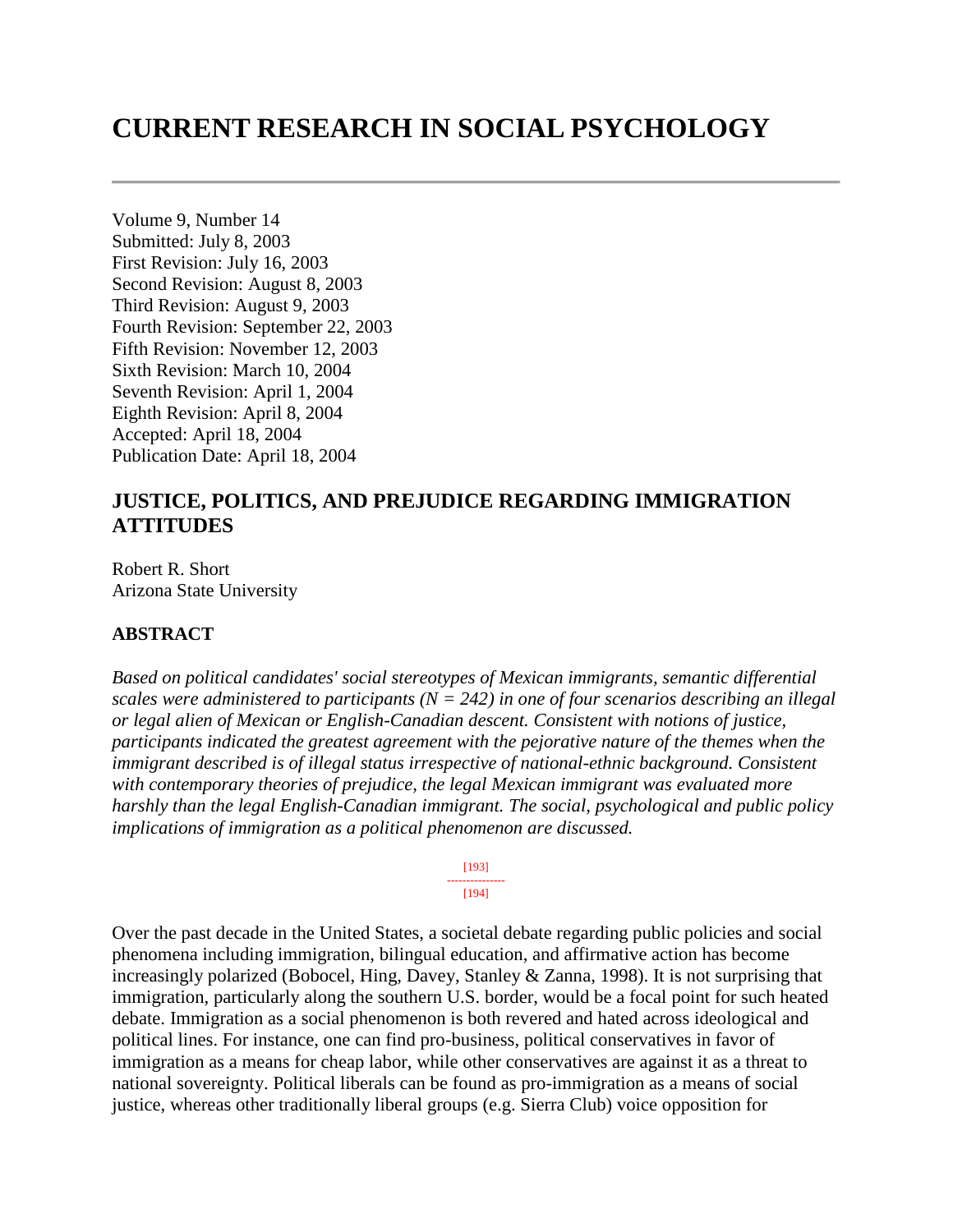# CURRENT RESEARCH IN SOCIAL PSYCHOLOGY

---

Volume 9, Number 14
Submitted: July 8, 2003
First Revision: July 16, 2003
Second Revision: August 8, 2003
Third Revision: August 9, 2003
Fourth Revision: September 22, 2003
Fifth Revision: November 12, 2003
Sixth Revision: March 10, 2004
Seventh Revision: April 1, 2004
Eighth Revision: April 8, 2004
Accepted: April 18, 2004
Publication Date: April 18, 2004

## JUSTICE, POLITICS, AND PREJUDICE REGARDING IMMIGRATION ATTITUDES

Robert R. Short
Arizona State University

### ABSTRACT

*Based on political candidates' social stereotypes of Mexican immigrants, semantic differential scales were administered to participants ($N = 242$) in one of four scenarios describing an illegal or legal alien of Mexican or English-Canadian descent. Consistent with notions of justice, participants indicated the greatest agreement with the pejorative nature of the themes when the immigrant described is of illegal status irrespective of national-ethnic background. Consistent with contemporary theories of prejudice, the legal Mexican immigrant was evaluated more harshly than the legal English-Canadian immigrant. The social, psychological and public policy implications of immigration as a political phenomenon are discussed.*

Over the past decade in the United States, a societal debate regarding public policies and social phenomena including immigration, bilingual education, and affirmative action has become increasingly polarized (Bobocel, Hing, Davey, Stanley & Zanna, 1998). It is not surprising that immigration, particularly along the southern U.S. border, would be a focal point for such heated debate. Immigration as a social phenomenon is both revered and hated across ideological and political lines. For instance, one can find pro-business, political conservatives in favor of immigration as a means for cheap labor, while other conservatives are against it as a threat to national sovereignty. Political liberals can be found as pro-immigration as a means of social justice, whereas other traditionally liberal groups (e.g. Sierra Club) voice opposition for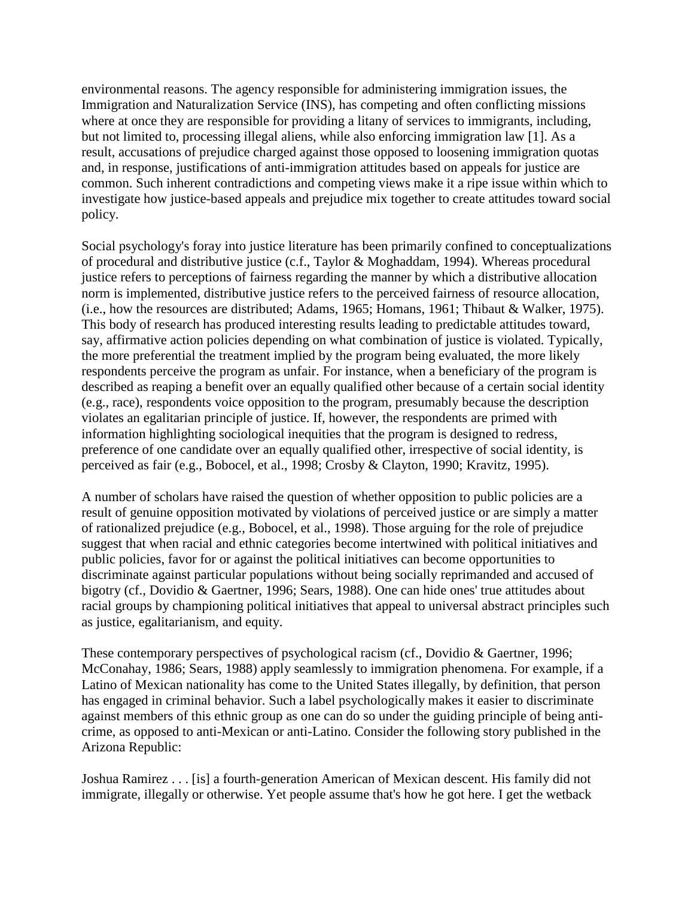environmental reasons. The agency responsible for administering immigration issues, the Immigration and Naturalization Service (INS), has competing and often conflicting missions where at once they are responsible for providing a litany of services to immigrants, including, but not limited to, processing illegal aliens, while also enforcing immigration law [1]. As a result, accusations of prejudice charged against those opposed to loosening immigration quotas and, in response, justifications of anti-immigration attitudes based on appeals for justice are common. Such inherent contradictions and competing views make it a ripe issue within which to investigate how justice-based appeals and prejudice mix together to create attitudes toward social policy.

Social psychology's foray into justice literature has been primarily confined to conceptualizations of procedural and distributive justice (c.f., Taylor & Moghaddam, 1994). Whereas procedural justice refers to perceptions of fairness regarding the manner by which a distributive allocation norm is implemented, distributive justice refers to the perceived fairness of resource allocation, (i.e., how the resources are distributed; Adams, 1965; Homans, 1961; Thibaut & Walker, 1975). This body of research has produced interesting results leading to predictable attitudes toward, say, affirmative action policies depending on what combination of justice is violated. Typically, the more preferential the treatment implied by the program being evaluated, the more likely respondents perceive the program as unfair. For instance, when a beneficiary of the program is described as reaping a benefit over an equally qualified other because of a certain social identity (e.g., race), respondents voice opposition to the program, presumably because the description violates an egalitarian principle of justice. If, however, the respondents are primed with information highlighting sociological inequities that the program is designed to redress, preference of one candidate over an equally qualified other, irrespective of social identity, is perceived as fair (e.g., Bobocel, et al., 1998; Crosby & Clayton, 1990; Kravitz, 1995).

A number of scholars have raised the question of whether opposition to public policies are a result of genuine opposition motivated by violations of perceived justice or are simply a matter of rationalized prejudice (e.g., Bobocel, et al., 1998). Those arguing for the role of prejudice suggest that when racial and ethnic categories become intertwined with political initiatives and public policies, favor for or against the political initiatives can become opportunities to discriminate against particular populations without being socially reprimanded and accused of bigotry (cf., Dovidio & Gaertner, 1996; Sears, 1988). One can hide ones' true attitudes about racial groups by championing political initiatives that appeal to universal abstract principles such as justice, egalitarianism, and equity.

These contemporary perspectives of psychological racism (cf., Dovidio & Gaertner, 1996; McConahay, 1986; Sears, 1988) apply seamlessly to immigration phenomena. For example, if a Latino of Mexican nationality has come to the United States illegally, by definition, that person has engaged in criminal behavior. Such a label psychologically makes it easier to discriminate against members of this ethnic group as one can do so under the guiding principle of being anti-crime, as opposed to anti-Mexican or anti-Latino. Consider the following story published in the Arizona Republic:

Joshua Ramirez . . . [is] a fourth-generation American of Mexican descent. His family did not immigrate, illegally or otherwise. Yet people assume that's how he got here. I get the wetback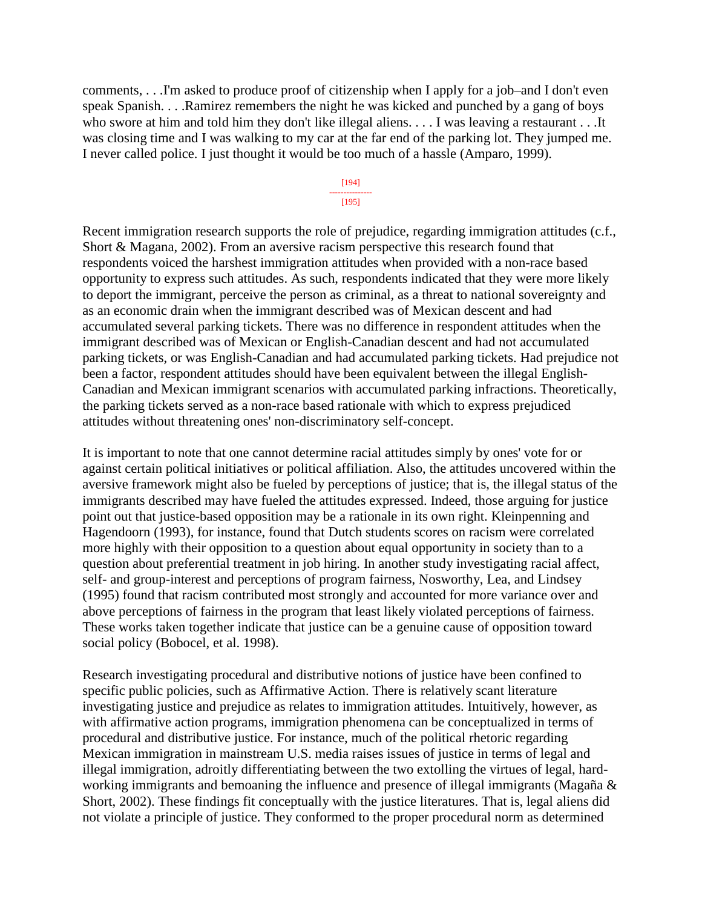comments, . . .I'm asked to produce proof of citizenship when I apply for a job–and I don't even speak Spanish. . . .Ramirez remembers the night he was kicked and punched by a gang of boys who swore at him and told him they don't like illegal aliens. . . . I was leaving a restaurant . . .It was closing time and I was walking to my car at the far end of the parking lot. They jumped me. I never called police. I just thought it would be too much of a hassle (Amparo, 1999).

Recent immigration research supports the role of prejudice, regarding immigration attitudes (c.f., Short & Magana, 2002). From an aversive racism perspective this research found that respondents voiced the harshest immigration attitudes when provided with a non-race based opportunity to express such attitudes. As such, respondents indicated that they were more likely to deport the immigrant, perceive the person as criminal, as a threat to national sovereignty and as an economic drain when the immigrant described was of Mexican descent and had accumulated several parking tickets. There was no difference in respondent attitudes when the immigrant described was of Mexican or English-Canadian descent and had not accumulated parking tickets, or was English-Canadian and had accumulated parking tickets. Had prejudice not been a factor, respondent attitudes should have been equivalent between the illegal English-Canadian and Mexican immigrant scenarios with accumulated parking infractions. Theoretically, the parking tickets served as a non-race based rationale with which to express prejudiced attitudes without threatening ones' non-discriminatory self-concept.

It is important to note that one cannot determine racial attitudes simply by ones' vote for or against certain political initiatives or political affiliation. Also, the attitudes uncovered within the aversive framework might also be fueled by perceptions of justice; that is, the illegal status of the immigrants described may have fueled the attitudes expressed. Indeed, those arguing for justice point out that justice-based opposition may be a rationale in its own right. Kleinpenning and Hagendoorn (1993), for instance, found that Dutch students scores on racism were correlated more highly with their opposition to a question about equal opportunity in society than to a question about preferential treatment in job hiring. In another study investigating racial affect, self- and group-interest and perceptions of program fairness, Nosworthy, Lea, and Lindsey (1995) found that racism contributed most strongly and accounted for more variance over and above perceptions of fairness in the program that least likely violated perceptions of fairness. These works taken together indicate that justice can be a genuine cause of opposition toward social policy (Bobocel, et al. 1998).

Research investigating procedural and distributive notions of justice have been confined to specific public policies, such as Affirmative Action. There is relatively scant literature investigating justice and prejudice as relates to immigration attitudes. Intuitively, however, as with affirmative action programs, immigration phenomena can be conceptualized in terms of procedural and distributive justice. For instance, much of the political rhetoric regarding Mexican immigration in mainstream U.S. media raises issues of justice in terms of legal and illegal immigration, adroitly differentiating between the two extolling the virtues of legal, hard-working immigrants and bemoaning the influence and presence of illegal immigrants (Magaña & Short, 2002). These findings fit conceptually with the justice literatures. That is, legal aliens did not violate a principle of justice. They conformed to the proper procedural norm as determined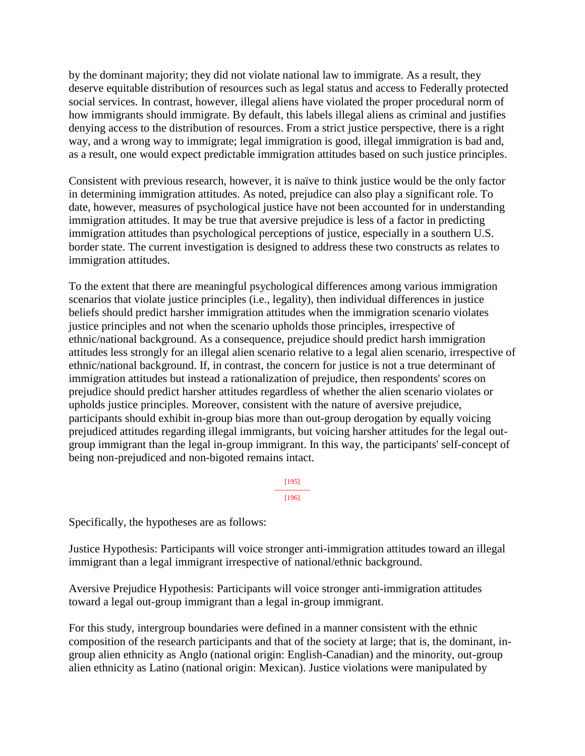by the dominant majority; they did not violate national law to immigrate. As a result, they deserve equitable distribution of resources such as legal status and access to Federally protected social services. In contrast, however, illegal aliens have violated the proper procedural norm of how immigrants should immigrate. By default, this labels illegal aliens as criminal and justifies denying access to the distribution of resources. From a strict justice perspective, there is a right way, and a wrong way to immigrate; legal immigration is good, illegal immigration is bad and, as a result, one would expect predictable immigration attitudes based on such justice principles.

Consistent with previous research, however, it is naïve to think justice would be the only factor in determining immigration attitudes. As noted, prejudice can also play a significant role. To date, however, measures of psychological justice have not been accounted for in understanding immigration attitudes. It may be true that aversive prejudice is less of a factor in predicting immigration attitudes than psychological perceptions of justice, especially in a southern U.S. border state. The current investigation is designed to address these two constructs as relates to immigration attitudes.

To the extent that there are meaningful psychological differences among various immigration scenarios that violate justice principles (i.e., legality), then individual differences in justice beliefs should predict harsher immigration attitudes when the immigration scenario violates justice principles and not when the scenario upholds those principles, irrespective of ethnic/national background. As a consequence, prejudice should predict harsh immigration attitudes less strongly for an illegal alien scenario relative to a legal alien scenario, irrespective of ethnic/national background. If, in contrast, the concern for justice is not a true determinant of immigration attitudes but instead a rationalization of prejudice, then respondents' scores on prejudice should predict harsher attitudes regardless of whether the alien scenario violates or upholds justice principles. Moreover, consistent with the nature of aversive prejudice, participants should exhibit in-group bias more than out-group derogation by equally voicing prejudiced attitudes regarding illegal immigrants, but voicing harsher attitudes for the legal out-group immigrant than the legal in-group immigrant. In this way, the participants' self-concept of being non-prejudiced and non-bigoted remains intact.

Specifically, the hypotheses are as follows:

Justice Hypothesis: Participants will voice stronger anti-immigration attitudes toward an illegal immigrant than a legal immigrant irrespective of national/ethnic background.

Aversive Prejudice Hypothesis: Participants will voice stronger anti-immigration attitudes toward a legal out-group immigrant than a legal in-group immigrant.

For this study, intergroup boundaries were defined in a manner consistent with the ethnic composition of the research participants and that of the society at large; that is, the dominant, in-group alien ethnicity as Anglo (national origin: English-Canadian) and the minority, out-group alien ethnicity as Latino (national origin: Mexican). Justice violations were manipulated by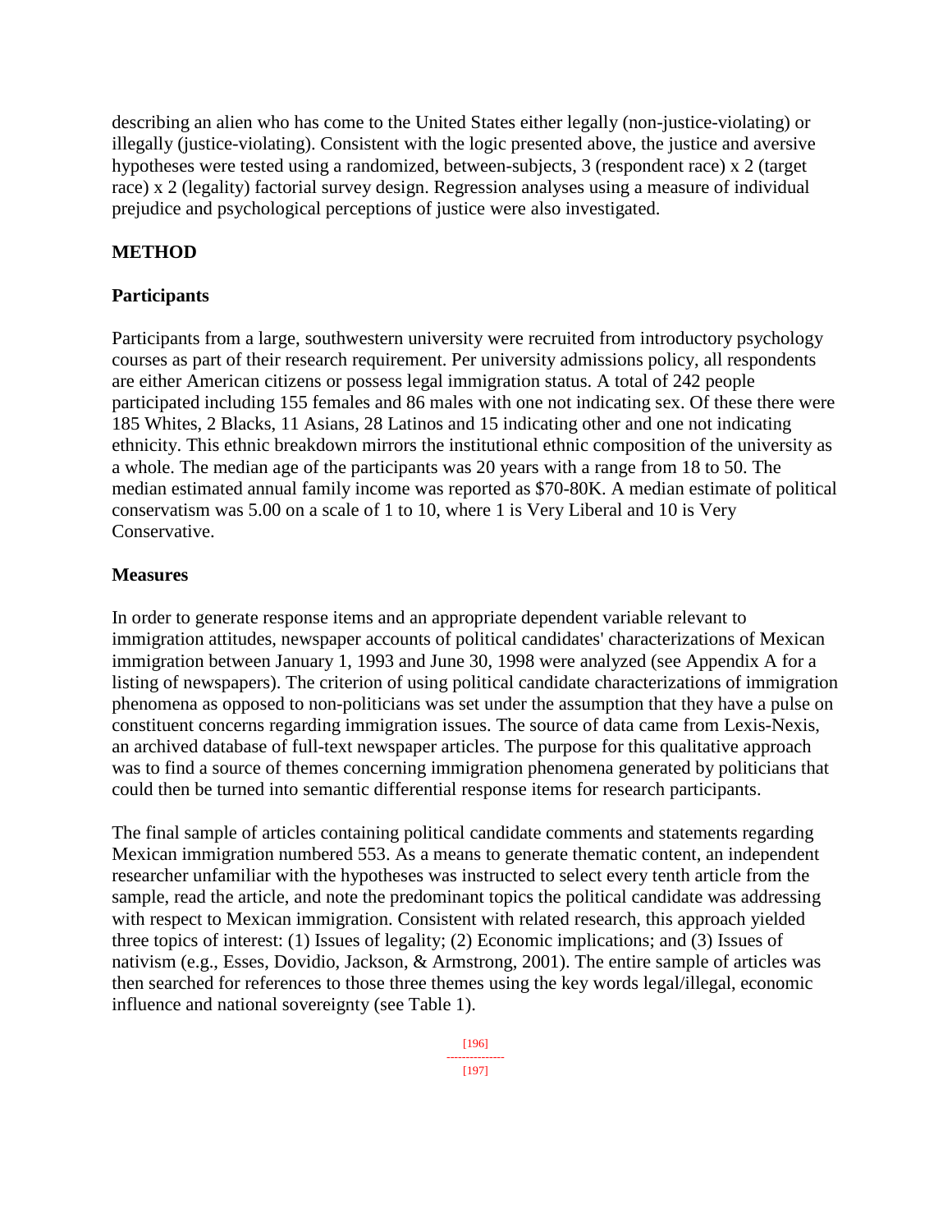describing an alien who has come to the United States either legally (non-justice-violating) or illegally (justice-violating). Consistent with the logic presented above, the justice and aversive hypotheses were tested using a randomized, between-subjects, 3 (respondent race) x 2 (target race) x 2 (legality) factorial survey design. Regression analyses using a measure of individual prejudice and psychological perceptions of justice were also investigated.

## METHOD

### Participants

Participants from a large, southwestern university were recruited from introductory psychology courses as part of their research requirement. Per university admissions policy, all respondents are either American citizens or possess legal immigration status. A total of 242 people participated including 155 females and 86 males with one not indicating sex. Of these there were 185 Whites, 2 Blacks, 11 Asians, 28 Latinos and 15 indicating other and one not indicating ethnicity. This ethnic breakdown mirrors the institutional ethnic composition of the university as a whole. The median age of the participants was 20 years with a range from 18 to 50. The median estimated annual family income was reported as $70-80K. A median estimate of political conservatism was 5.00 on a scale of 1 to 10, where 1 is Very Liberal and 10 is Very Conservative.

### Measures

In order to generate response items and an appropriate dependent variable relevant to immigration attitudes, newspaper accounts of political candidates' characterizations of Mexican immigration between January 1, 1993 and June 30, 1998 were analyzed (see Appendix A for a listing of newspapers). The criterion of using political candidate characterizations of immigration phenomena as opposed to non-politicians was set under the assumption that they have a pulse on constituent concerns regarding immigration issues. The source of data came from Lexis-Nexis, an archived database of full-text newspaper articles. The purpose for this qualitative approach was to find a source of themes concerning immigration phenomena generated by politicians that could then be turned into semantic differential response items for research participants.

The final sample of articles containing political candidate comments and statements regarding Mexican immigration numbered 553. As a means to generate thematic content, an independent researcher unfamiliar with the hypotheses was instructed to select every tenth article from the sample, read the article, and note the predominant topics the political candidate was addressing with respect to Mexican immigration. Consistent with related research, this approach yielded three topics of interest: (1) Issues of legality; (2) Economic implications; and (3) Issues of nativism (e.g., Esses, Dovidio, Jackson, & Armstrong, 2001). The entire sample of articles was then searched for references to those three themes using the key words legal/illegal, economic influence and national sovereignty (see Table 1).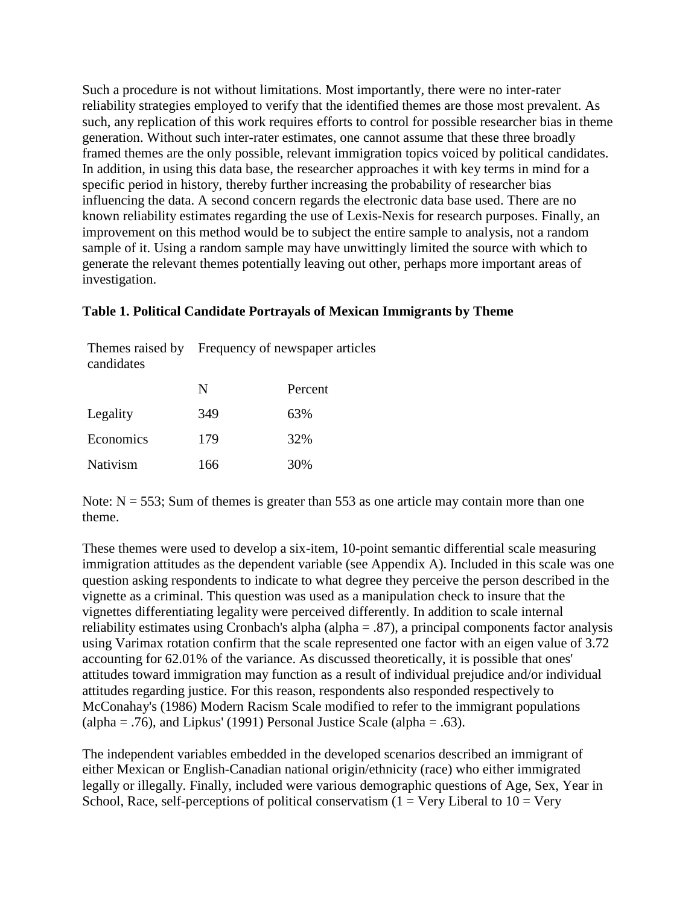Such a procedure is not without limitations. Most importantly, there were no inter-rater reliability strategies employed to verify that the identified themes are those most prevalent. As such, any replication of this work requires efforts to control for possible researcher bias in theme generation. Without such inter-rater estimates, one cannot assume that these three broadly framed themes are the only possible, relevant immigration topics voiced by political candidates. In addition, in using this data base, the researcher approaches it with key terms in mind for a specific period in history, thereby further increasing the probability of researcher bias influencing the data. A second concern regards the electronic data base used. There are no known reliability estimates regarding the use of Lexis-Nexis for research purposes. Finally, an improvement on this method would be to subject the entire sample to analysis, not a random sample of it. Using a random sample may have unwittingly limited the source with which to generate the relevant themes potentially leaving out other, perhaps more important areas of investigation.

**Table 1. Political Candidate Portrayals of Mexican Immigrants by Theme**

| Themes raised by candidates | Frequency of newspaper articles | |
|---|---|---|
| | N | Percent |
| Legality | 349 | 63% |
| Economics | 179 | 32% |
| Nativism | 166 | 30% |

Note: N = 553; Sum of themes is greater than 553 as one article may contain more than one theme.

These themes were used to develop a six-item, 10-point semantic differential scale measuring immigration attitudes as the dependent variable (see Appendix A). Included in this scale was one question asking respondents to indicate to what degree they perceive the person described in the vignette as a criminal. This question was used as a manipulation check to insure that the vignettes differentiating legality were perceived differently. In addition to scale internal reliability estimates using Cronbach's alpha (alpha = .87), a principal components factor analysis using Varimax rotation confirm that the scale represented one factor with an eigen value of 3.72 accounting for 62.01% of the variance. As discussed theoretically, it is possible that ones' attitudes toward immigration may function as a result of individual prejudice and/or individual attitudes regarding justice. For this reason, respondents also responded respectively to McConahay's (1986) Modern Racism Scale modified to refer to the immigrant populations (alpha = .76), and Lipkus' (1991) Personal Justice Scale (alpha = .63).

The independent variables embedded in the developed scenarios described an immigrant of either Mexican or English-Canadian national origin/ethnicity (race) who either immigrated legally or illegally. Finally, included were various demographic questions of Age, Sex, Year in School, Race, self-perceptions of political conservatism (1 = Very Liberal to 10 = Very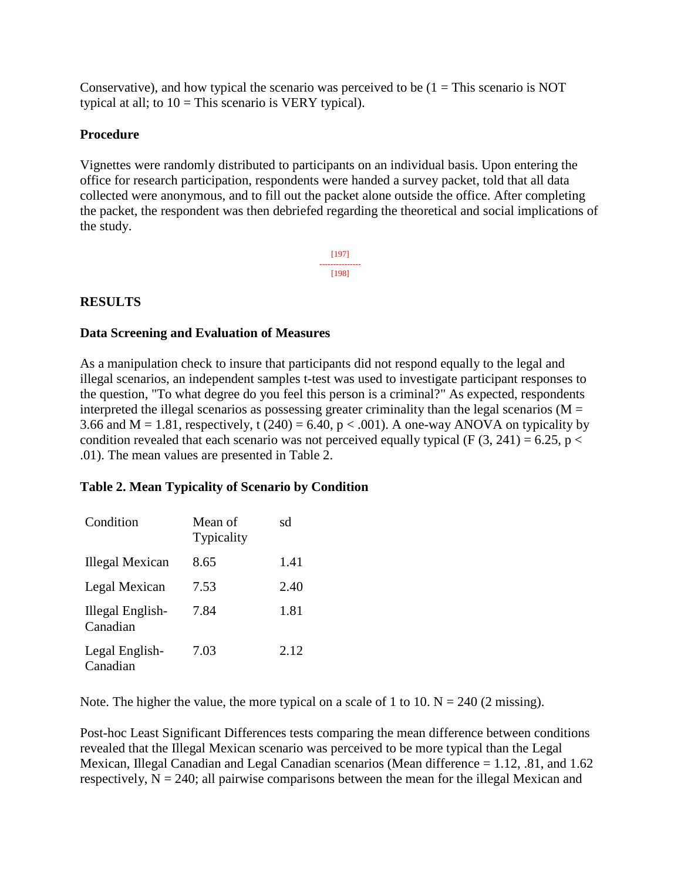Conservative), and how typical the scenario was perceived to be (1 = This scenario is NOT typical at all; to 10 = This scenario is VERY typical).

### Procedure

Vignettes were randomly distributed to participants on an individual basis. Upon entering the office for research participation, respondents were handed a survey packet, told that all data collected were anonymous, and to fill out the packet alone outside the office. After completing the packet, the respondent was then debriefed regarding the theoretical and social implications of the study.

## RESULTS

### Data Screening and Evaluation of Measures

As a manipulation check to insure that participants did not respond equally to the legal and illegal scenarios, an independent samples t-test was used to investigate participant responses to the question, "To what degree do you feel this person is a criminal?" As expected, respondents interpreted the illegal scenarios as possessing greater criminality than the legal scenarios ($M = 3.66$ and $M = 1.81$, respectively, $t(240) = 6.40$, $p < .001$). A one-way ANOVA on typicality by condition revealed that each scenario was not perceived equally typical ($F(3, 241) = 6.25$, $p < .01$). The mean values are presented in Table 2.

**Table 2. Mean Typicality of Scenario by Condition**

| Condition | Mean of Typicality | sd |
|---|---|---|
| Illegal Mexican | 8.65 | 1.41 |
| Legal Mexican | 7.53 | 2.40 |
| Illegal English-Canadian | 7.84 | 1.81 |
| Legal English-Canadian | 7.03 | 2.12 |

Note. The higher the value, the more typical on a scale of 1 to 10. N = 240 (2 missing).

Post-hoc Least Significant Differences tests comparing the mean difference between conditions revealed that the Illegal Mexican scenario was perceived to be more typical than the Legal Mexican, Illegal Canadian and Legal Canadian scenarios (Mean difference = 1.12, .81, and 1.62 respectively, N = 240; all pairwise comparisons between the mean for the illegal Mexican and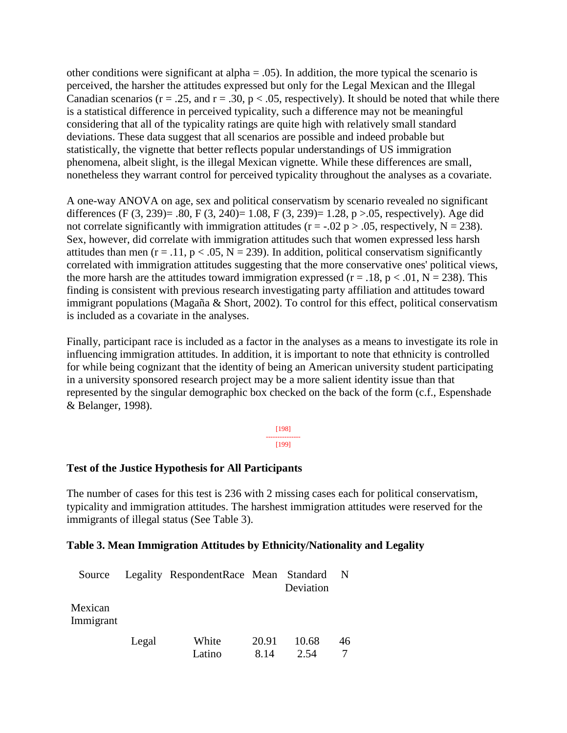other conditions were significant at alpha = .05). In addition, the more typical the scenario is perceived, the harsher the attitudes expressed but only for the Legal Mexican and the Illegal Canadian scenarios ($r = .25$, and $r = .30$, $p < .05$, respectively). It should be noted that while there is a statistical difference in perceived typicality, such a difference may not be meaningful considering that all of the typicality ratings are quite high with relatively small standard deviations. These data suggest that all scenarios are possible and indeed probable but statistically, the vignette that better reflects popular understandings of US immigration phenomena, albeit slight, is the illegal Mexican vignette. While these differences are small, nonetheless they warrant control for perceived typicality throughout the analyses as a covariate.

A one-way ANOVA on age, sex and political conservatism by scenario revealed no significant differences ($F (3, 239)= .80$, $F (3, 240)= 1.08$, $F (3, 239)= 1.28$, $p >.05$, respectively). Age did not correlate significantly with immigration attitudes ($r = -.02$ $p > .05$, respectively, $N = 238$). Sex, however, did correlate with immigration attitudes such that women expressed less harsh attitudes than men ($r = .11$, $p < .05$, $N = 239$). In addition, political conservatism significantly correlated with immigration attitudes suggesting that the more conservative ones' political views, the more harsh are the attitudes toward immigration expressed ($r = .18$, $p < .01$, $N = 238$). This finding is consistent with previous research investigating party affiliation and attitudes toward immigrant populations (Magaña & Short, 2002). To control for this effect, political conservatism is included as a covariate in the analyses.

Finally, participant race is included as a factor in the analyses as a means to investigate its role in influencing immigration attitudes. In addition, it is important to note that ethnicity is controlled for while being cognizant that the identity of being an American university student participating in a university sponsored research project may be a more salient identity issue than that represented by the singular demographic box checked on the back of the form (c.f., Espenshade & Belanger, 1998).

### Test of the Justice Hypothesis for All Participants

The number of cases for this test is 236 with 2 missing cases each for political conservatism, typicality and immigration attitudes. The harshest immigration attitudes were reserved for the immigrants of illegal status (See Table 3).

**Table 3. Mean Immigration Attitudes by Ethnicity/Nationality and Legality**

| Source | Legality | RespondentRace | Mean | Standard Deviation | N |
|---|---|---|---|---|---|
| Mexican Immigrant | | | | | |
| | Legal | White | 20.91 | 10.68 | 46 |
| | | Latino | 8.14 | 2.54 | 7 |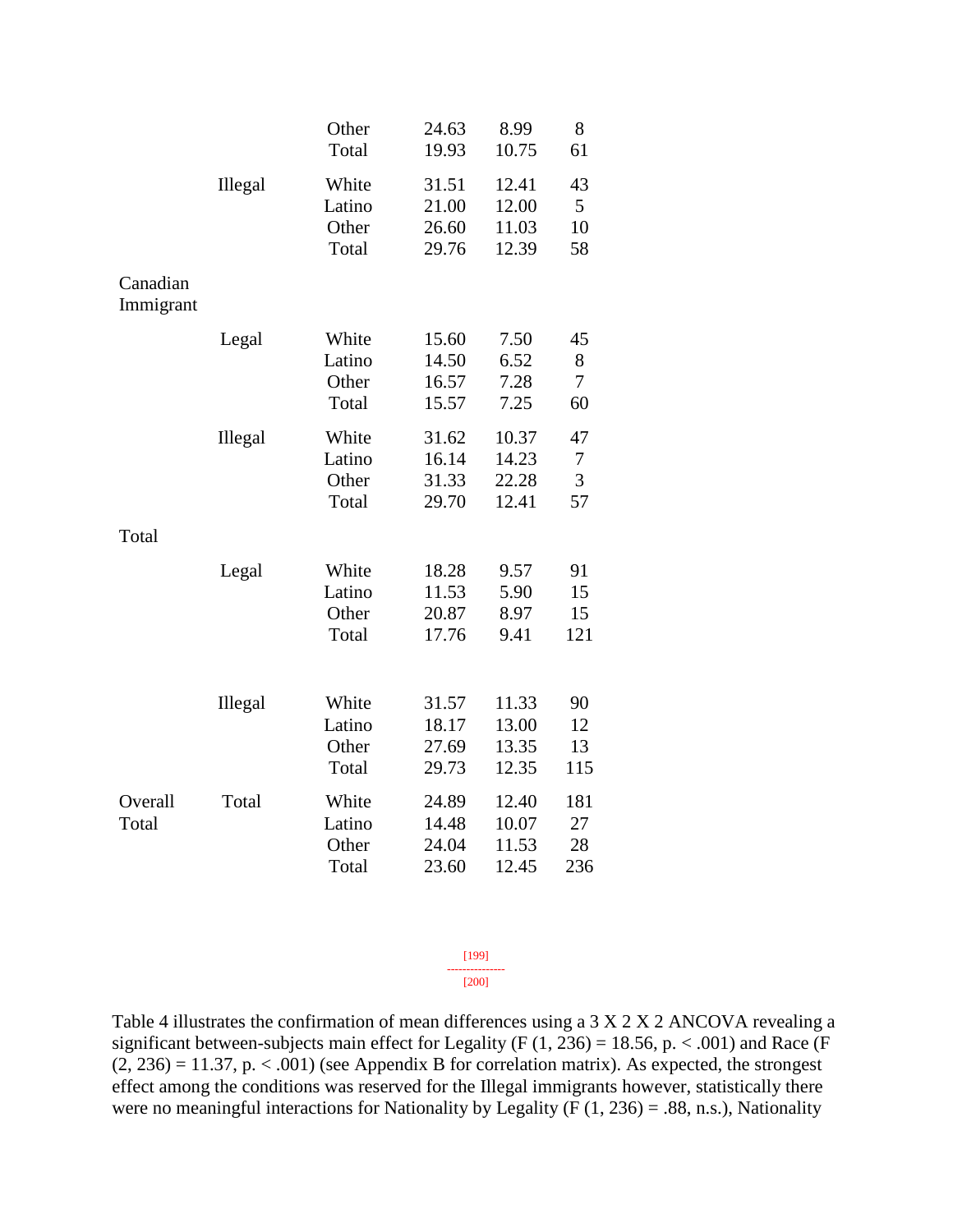| | | | | | |
|---|---|---|---|---|---|
| | | Other | 24.63 | 8.99 | 8 |
| | | Total | 19.93 | 10.75 | 61 |
| | Illegal | White | 31.51 | 12.41 | 43 |
| | | Latino | 21.00 | 12.00 | 5 |
| | | Other | 26.60 | 11.03 | 10 |
| | | Total | 29.76 | 12.39 | 58 |
| Canadian Immigrant | | | | | |
| | Legal | White | 15.60 | 7.50 | 45 |
| | | Latino | 14.50 | 6.52 | 8 |
| | | Other | 16.57 | 7.28 | 7 |
| | | Total | 15.57 | 7.25 | 60 |
| | Illegal | White | 31.62 | 10.37 | 47 |
| | | Latino | 16.14 | 14.23 | 7 |
| | | Other | 31.33 | 22.28 | 3 |
| | | Total | 29.70 | 12.41 | 57 |
| Total | | | | | |
| | Legal | White | 18.28 | 9.57 | 91 |
| | | Latino | 11.53 | 5.90 | 15 |
| | | Other | 20.87 | 8.97 | 15 |
| | | Total | 17.76 | 9.41 | 121 |
| | Illegal | White | 31.57 | 11.33 | 90 |
| | | Latino | 18.17 | 13.00 | 12 |
| | | Other | 27.69 | 13.35 | 13 |
| | | Total | 29.73 | 12.35 | 115 |
| Overall Total | Total | White | 24.89 | 12.40 | 181 |
| | | Latino | 14.48 | 10.07 | 27 |
| | | Other | 24.04 | 11.53 | 28 |
| | | Total | 23.60 | 12.45 | 236 |

Table 4 illustrates the confirmation of mean differences using a 3 X 2 X 2 ANCOVA revealing a significant between-subjects main effect for Legality ($F(1, 236) = 18.56$, $p < .001$) and Race ($F(2, 236) = 11.37$, $p < .001$) (see Appendix B for correlation matrix). As expected, the strongest effect among the conditions was reserved for the Illegal immigrants however, statistically there were no meaningful interactions for Nationality by Legality ($F(1, 236) = .88$, n.s.), Nationality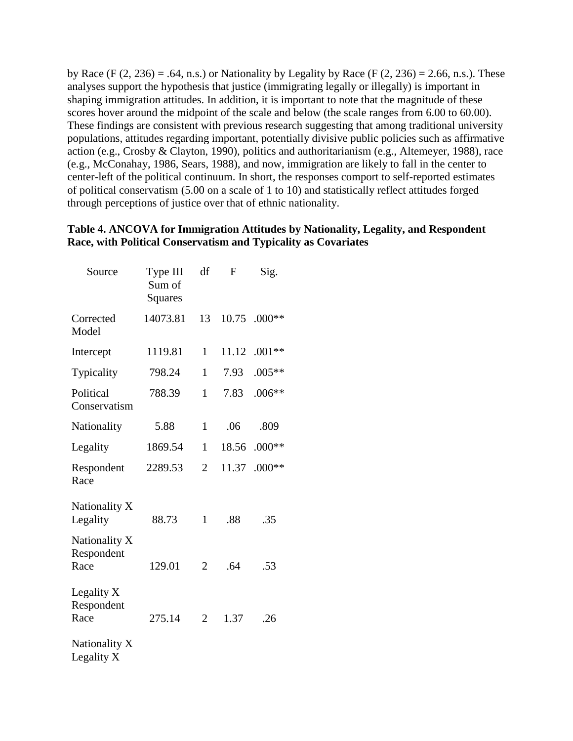by Race ($F(2, 236) = .64$, n.s.) or Nationality by Legality by Race ($F(2, 236) = 2.66$, n.s.). These analyses support the hypothesis that justice (immigrating legally or illegally) is important in shaping immigration attitudes. In addition, it is important to note that the magnitude of these scores hover around the midpoint of the scale and below (the scale ranges from 6.00 to 60.00). These findings are consistent with previous research suggesting that among traditional university populations, attitudes regarding important, potentially divisive public policies such as affirmative action (e.g., Crosby & Clayton, 1990), politics and authoritarianism (e.g., Altemeyer, 1988), race (e.g., McConahay, 1986, Sears, 1988), and now, immigration are likely to fall in the center to center-left of the political continuum. In short, the responses comport to self-reported estimates of political conservatism (5.00 on a scale of 1 to 10) and statistically reflect attitudes forged through perceptions of justice over that of ethnic nationality.

**Table 4. ANCOVA for Immigration Attitudes by Nationality, Legality, and Respondent Race, with Political Conservatism and Typicality as Covariates**

| Source | Type III Sum of Squares | df | F | Sig. |
|---|---|---|---|---|
| Corrected Model | 14073.81 | 13 | 10.75 | .000** |
| Intercept | 1119.81 | 1 | 11.12 | .001** |
| Typicality | 798.24 | 1 | 7.93 | .005** |
| Political Conservatism | 788.39 | 1 | 7.83 | .006** |
| Nationality | 5.88 | 1 | .06 | .809 |
| Legality | 1869.54 | 1 | 18.56 | .000** |
| Respondent Race | 2289.53 | 2 | 11.37 | .000** |
| Nationality X Legality | 88.73 | 1 | .88 | .35 |
| Nationality X Respondent Race | 129.01 | 2 | .64 | .53 |
| Legality X Respondent Race | 275.14 | 2 | 1.37 | .26 |
| Nationality X Legality X | | | | |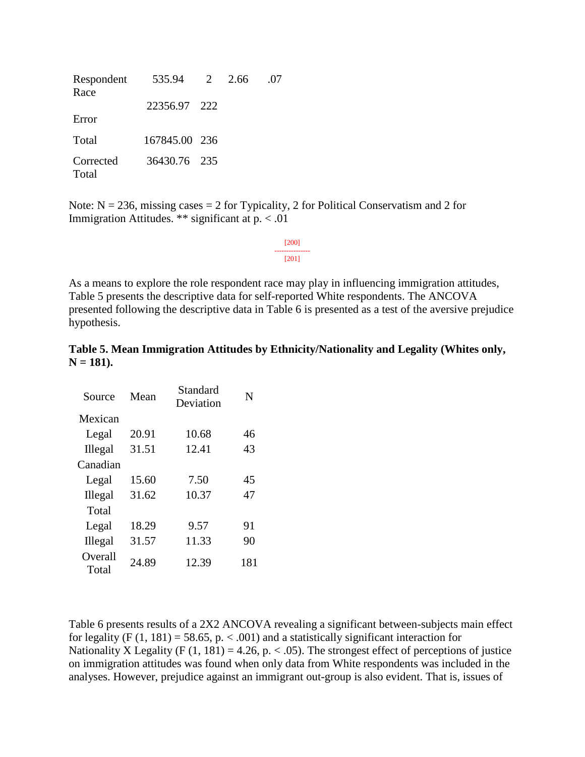| | | | | |
|---|---|---|---|---|
| Respondent Race | 535.94 | 2 | 2.66 | .07 |
| Error | 22356.97 | 222 | | |
| Total | 167845.00 | 236 | | |
| Corrected Total | 36430.76 | 235 | | |

Note: N = 236, missing cases = 2 for Typicality, 2 for Political Conservatism and 2 for Immigration Attitudes. ** significant at p. < .01

[200]
---------------
[201]

As a means to explore the role respondent race may play in influencing immigration attitudes, Table 5 presents the descriptive data for self-reported White respondents. The ANCOVA presented following the descriptive data in Table 6 is presented as a test of the aversive prejudice hypothesis.

**Table 5. Mean Immigration Attitudes by Ethnicity/Nationality and Legality (Whites only, N = 181).**

| Source | Mean | Standard Deviation | N |
|---|---|---|---|
| Mexican | | | |
| Legal | 20.91 | 10.68 | 46 |
| Illegal | 31.51 | 12.41 | 43 |
| Canadian | | | |
| Legal | 15.60 | 7.50 | 45 |
| Illegal | 31.62 | 10.37 | 47 |
| Total | | | |
| Legal | 18.29 | 9.57 | 91 |
| Illegal | 31.57 | 11.33 | 90 |
| Overall Total | 24.89 | 12.39 | 181 |

Table 6 presents results of a 2X2 ANCOVA revealing a significant between-subjects main effect for legality (F (1, 181) = 58.65, p. < .001) and a statistically significant interaction for Nationality X Legality (F (1, 181) = 4.26, p. < .05). The strongest effect of perceptions of justice on immigration attitudes was found when only data from White respondents was included in the analyses. However, prejudice against an immigrant out-group is also evident. That is, issues of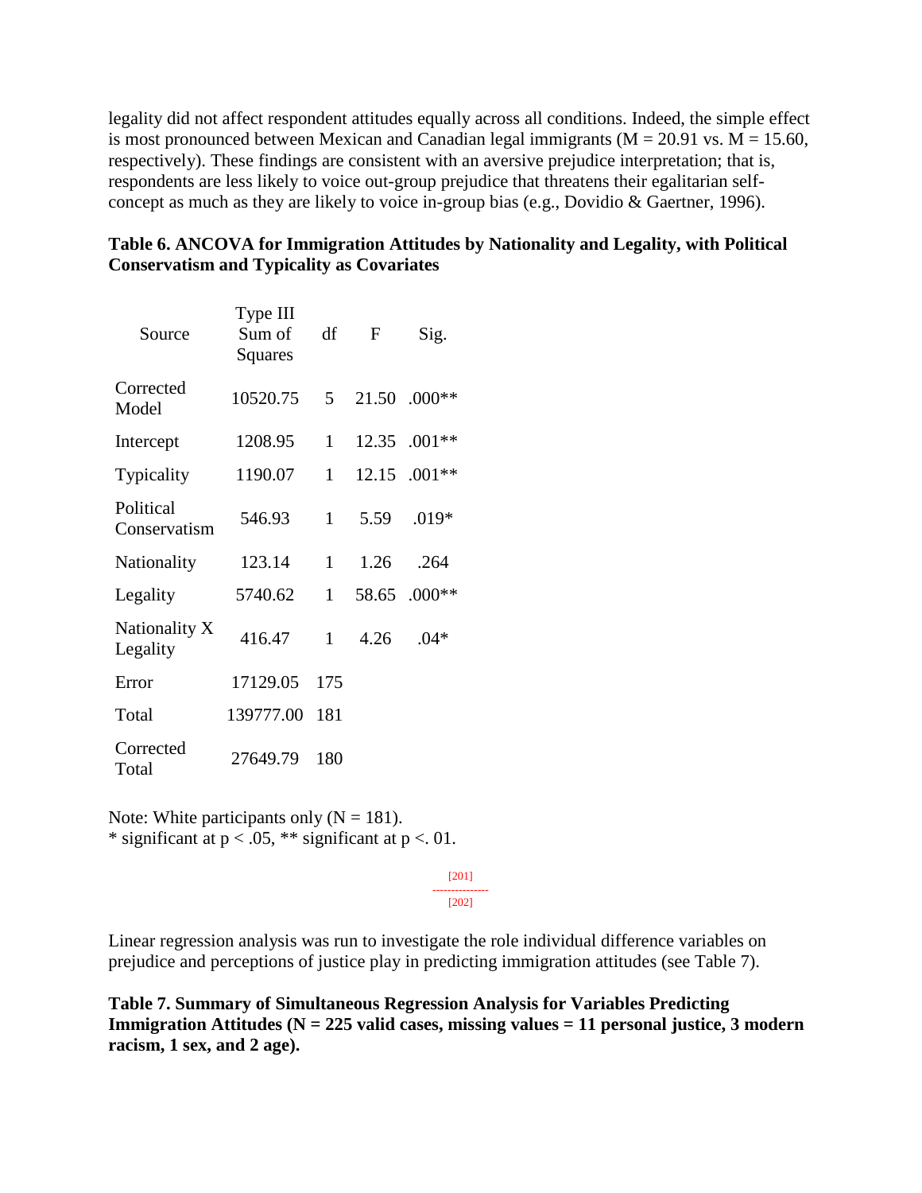legality did not affect respondent attitudes equally across all conditions. Indeed, the simple effect is most pronounced between Mexican and Canadian legal immigrants (M = 20.91 vs. M = 15.60, respectively). These findings are consistent with an aversive prejudice interpretation; that is, respondents are less likely to voice out-group prejudice that threatens their egalitarian self-concept as much as they are likely to voice in-group bias (e.g., Dovidio & Gaertner, 1996).

**Table 6. ANCOVA for Immigration Attitudes by Nationality and Legality, with Political Conservatism and Typicality as Covariates**

| Source | Type III Sum of Squares | df | F | Sig. |
|---|---|---|---|---|
| Corrected Model | 10520.75 | 5 | 21.50 | .000** |
| Intercept | 1208.95 | 1 | 12.35 | .001** |
| Typicality | 1190.07 | 1 | 12.15 | .001** |
| Political Conservatism | 546.93 | 1 | 5.59 | .019* |
| Nationality | 123.14 | 1 | 1.26 | .264 |
| Legality | 5740.62 | 1 | 58.65 | .000** |
| Nationality X Legality | 416.47 | 1 | 4.26 | .04* |
| Error | 17129.05 | 175 | | |
| Total | 139777.00 | 181 | | |
| Corrected Total | 27649.79 | 180 | | |

Note: White participants only (N = 181).
* significant at p < .05, ** significant at p <. 01.

[201]
---------------
[202]

Linear regression analysis was run to investigate the role individual difference variables on prejudice and perceptions of justice play in predicting immigration attitudes (see Table 7).

**Table 7. Summary of Simultaneous Regression Analysis for Variables Predicting Immigration Attitudes (N = 225 valid cases, missing values = 11 personal justice, 3 modern racism, 1 sex, and 2 age).**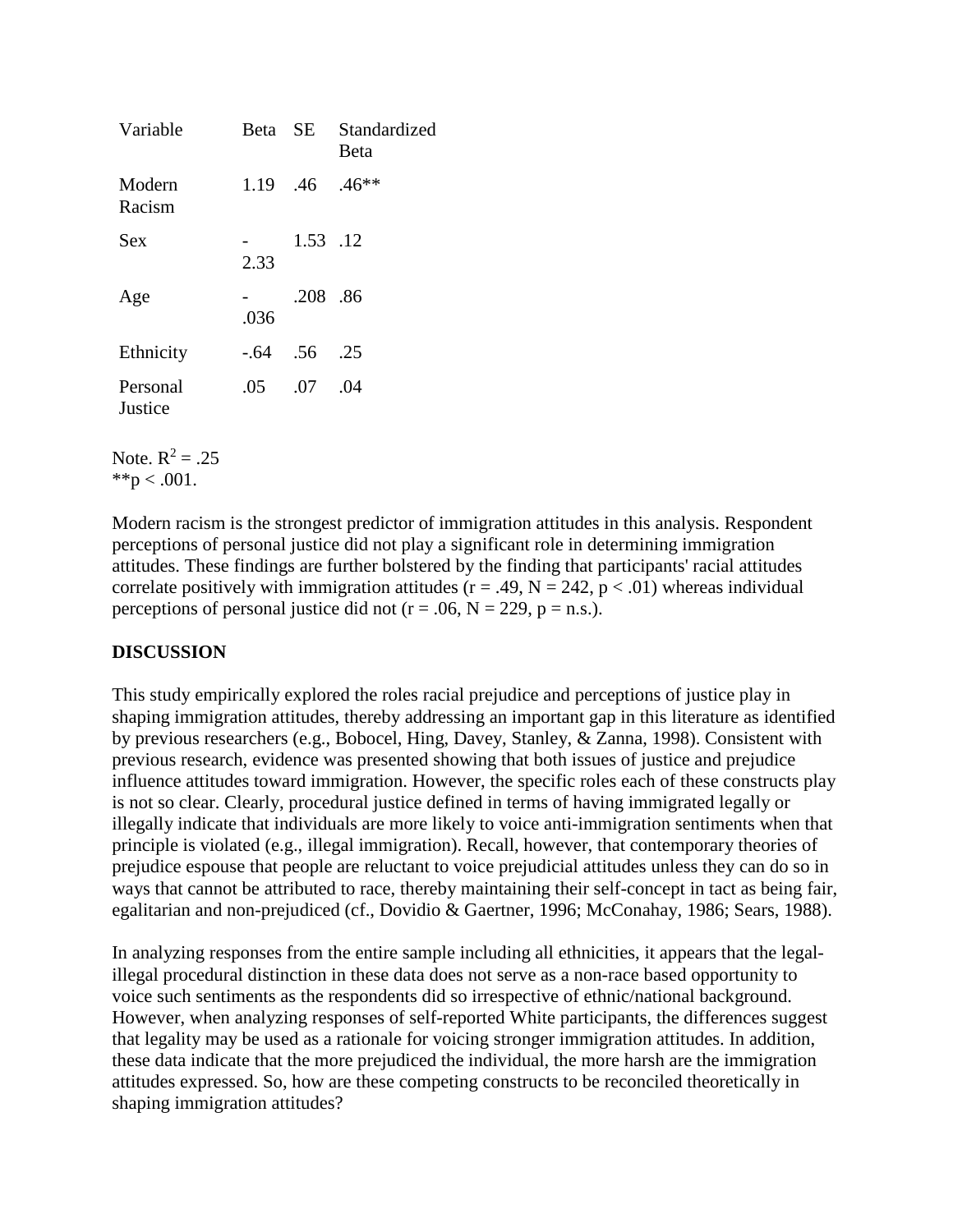| Variable | Beta | SE | Standardized Beta |
|---|---|---|---|
| Modern Racism | 1.19 | .46 | .46** |
| Sex | -2.33 | 1.53 | .12 |
| Age | -.036 | .208 | .86 |
| Ethnicity | -.64 | .56 | .25 |
| Personal Justice | .05 | .07 | .04 |

Note. $R^2 = .25$
**$p < .001$.

Modern racism is the strongest predictor of immigration attitudes in this analysis. Respondent perceptions of personal justice did not play a significant role in determining immigration attitudes. These findings are further bolstered by the finding that participants' racial attitudes correlate positively with immigration attitudes ($r = .49$, $N = 242$, $p < .01$) whereas individual perceptions of personal justice did not ($r = .06$, $N = 229$, $p$ = n.s.).

## DISCUSSION

This study empirically explored the roles racial prejudice and perceptions of justice play in shaping immigration attitudes, thereby addressing an important gap in this literature as identified by previous researchers (e.g., Bobocel, Hing, Davey, Stanley, & Zanna, 1998). Consistent with previous research, evidence was presented showing that both issues of justice and prejudice influence attitudes toward immigration. However, the specific roles each of these constructs play is not so clear. Clearly, procedural justice defined in terms of having immigrated legally or illegally indicate that individuals are more likely to voice anti-immigration sentiments when that principle is violated (e.g., illegal immigration). Recall, however, that contemporary theories of prejudice espouse that people are reluctant to voice prejudicial attitudes unless they can do so in ways that cannot be attributed to race, thereby maintaining their self-concept in tact as being fair, egalitarian and non-prejudiced (cf., Dovidio & Gaertner, 1996; McConahay, 1986; Sears, 1988).

In analyzing responses from the entire sample including all ethnicities, it appears that the legal-illegal procedural distinction in these data does not serve as a non-race based opportunity to voice such sentiments as the respondents did so irrespective of ethnic/national background. However, when analyzing responses of self-reported White participants, the differences suggest that legality may be used as a rationale for voicing stronger immigration attitudes. In addition, these data indicate that the more prejudiced the individual, the more harsh are the immigration attitudes expressed. So, how are these competing constructs to be reconciled theoretically in shaping immigration attitudes?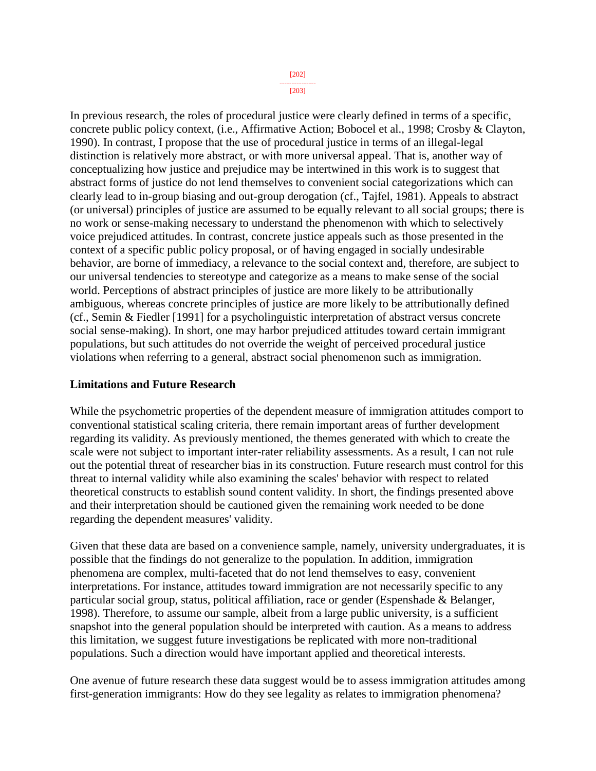In previous research, the roles of procedural justice were clearly defined in terms of a specific, concrete public policy context, (i.e., Affirmative Action; Bobocel et al., 1998; Crosby & Clayton, 1990). In contrast, I propose that the use of procedural justice in terms of an illegal-legal distinction is relatively more abstract, or with more universal appeal. That is, another way of conceptualizing how justice and prejudice may be intertwined in this work is to suggest that abstract forms of justice do not lend themselves to convenient social categorizations which can clearly lead to in-group biasing and out-group derogation (cf., Tajfel, 1981). Appeals to abstract (or universal) principles of justice are assumed to be equally relevant to all social groups; there is no work or sense-making necessary to understand the phenomenon with which to selectively voice prejudiced attitudes. In contrast, concrete justice appeals such as those presented in the context of a specific public policy proposal, or of having engaged in socially undesirable behavior, are borne of immediacy, a relevance to the social context and, therefore, are subject to our universal tendencies to stereotype and categorize as a means to make sense of the social world. Perceptions of abstract principles of justice are more likely to be attributionally ambiguous, whereas concrete principles of justice are more likely to be attributionally defined (cf., Semin & Fiedler [1991] for a psycholinguistic interpretation of abstract versus concrete social sense-making). In short, one may harbor prejudiced attitudes toward certain immigrant populations, but such attitudes do not override the weight of perceived procedural justice violations when referring to a general, abstract social phenomenon such as immigration.

### Limitations and Future Research

While the psychometric properties of the dependent measure of immigration attitudes comport to conventional statistical scaling criteria, there remain important areas of further development regarding its validity. As previously mentioned, the themes generated with which to create the scale were not subject to important inter-rater reliability assessments. As a result, I can not rule out the potential threat of researcher bias in its construction. Future research must control for this threat to internal validity while also examining the scales' behavior with respect to related theoretical constructs to establish sound content validity. In short, the findings presented above and their interpretation should be cautioned given the remaining work needed to be done regarding the dependent measures' validity.

Given that these data are based on a convenience sample, namely, university undergraduates, it is possible that the findings do not generalize to the population. In addition, immigration phenomena are complex, multi-faceted that do not lend themselves to easy, convenient interpretations. For instance, attitudes toward immigration are not necessarily specific to any particular social group, status, political affiliation, race or gender (Espenshade & Belanger, 1998). Therefore, to assume our sample, albeit from a large public university, is a sufficient snapshot into the general population should be interpreted with caution. As a means to address this limitation, we suggest future investigations be replicated with more non-traditional populations. Such a direction would have important applied and theoretical interests.

One avenue of future research these data suggest would be to assess immigration attitudes among first-generation immigrants: How do they see legality as relates to immigration phenomena?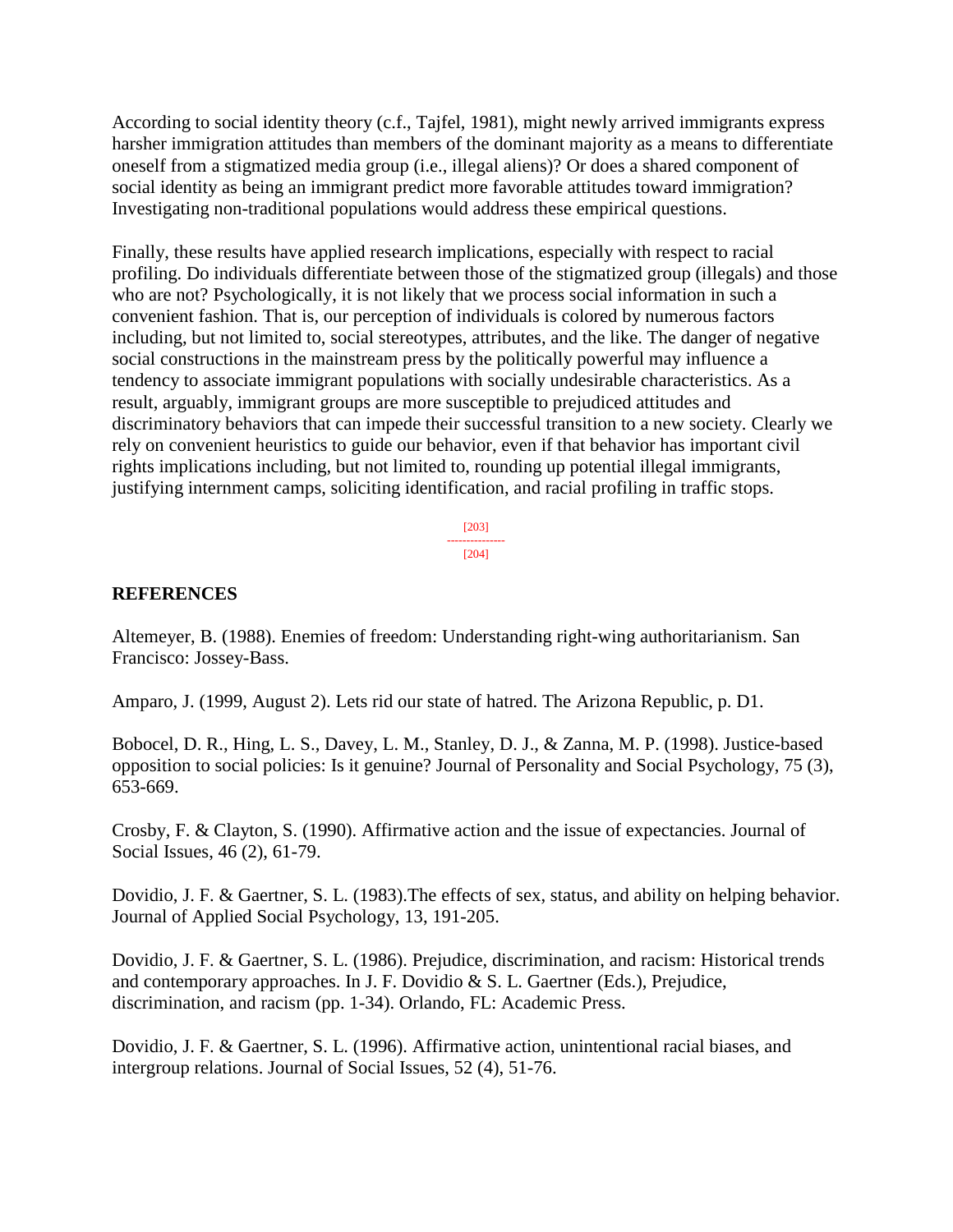According to social identity theory (c.f., Tajfel, 1981), might newly arrived immigrants express harsher immigration attitudes than members of the dominant majority as a means to differentiate oneself from a stigmatized media group (i.e., illegal aliens)? Or does a shared component of social identity as being an immigrant predict more favorable attitudes toward immigration? Investigating non-traditional populations would address these empirical questions.

Finally, these results have applied research implications, especially with respect to racial profiling. Do individuals differentiate between those of the stigmatized group (illegals) and those who are not? Psychologically, it is not likely that we process social information in such a convenient fashion. That is, our perception of individuals is colored by numerous factors including, but not limited to, social stereotypes, attributes, and the like. The danger of negative social constructions in the mainstream press by the politically powerful may influence a tendency to associate immigrant populations with socially undesirable characteristics. As a result, arguably, immigrant groups are more susceptible to prejudiced attitudes and discriminatory behaviors that can impede their successful transition to a new society. Clearly we rely on convenient heuristics to guide our behavior, even if that behavior has important civil rights implications including, but not limited to, rounding up potential illegal immigrants, justifying internment camps, soliciting identification, and racial profiling in traffic stops.

## REFERENCES

Altemeyer, B. (1988). Enemies of freedom: Understanding right-wing authoritarianism. San Francisco: Jossey-Bass.

Amparo, J. (1999, August 2). Lets rid our state of hatred. The Arizona Republic, p. D1.

Bobocel, D. R., Hing, L. S., Davey, L. M., Stanley, D. J., & Zanna, M. P. (1998). Justice-based opposition to social policies: Is it genuine? Journal of Personality and Social Psychology, 75 (3), 653-669.

Crosby, F. & Clayton, S. (1990). Affirmative action and the issue of expectancies. Journal of Social Issues, 46 (2), 61-79.

Dovidio, J. F. & Gaertner, S. L. (1983).The effects of sex, status, and ability on helping behavior. Journal of Applied Social Psychology, 13, 191-205.

Dovidio, J. F. & Gaertner, S. L. (1986). Prejudice, discrimination, and racism: Historical trends and contemporary approaches. In J. F. Dovidio & S. L. Gaertner (Eds.), Prejudice, discrimination, and racism (pp. 1-34). Orlando, FL: Academic Press.

Dovidio, J. F. & Gaertner, S. L. (1996). Affirmative action, unintentional racial biases, and intergroup relations. Journal of Social Issues, 52 (4), 51-76.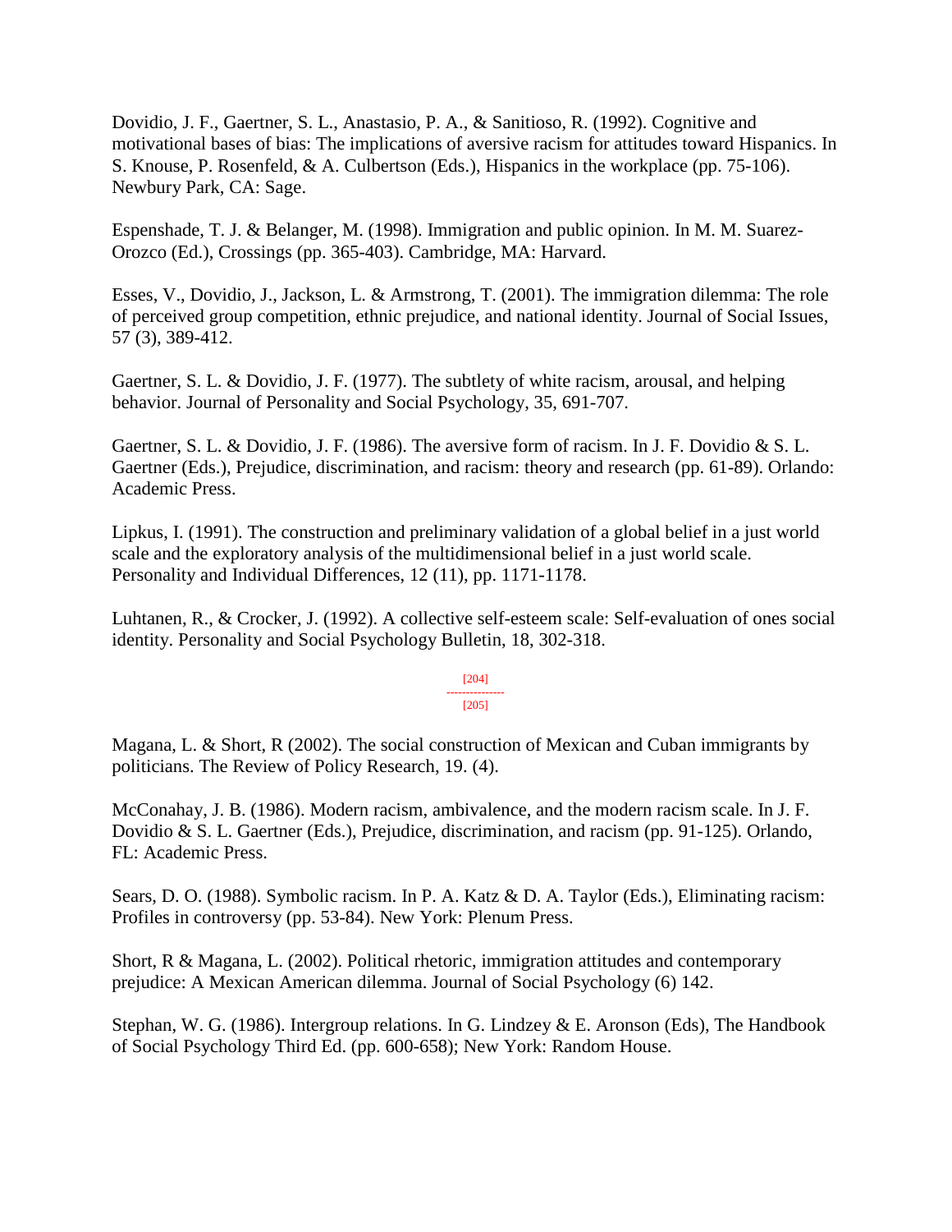Dovidio, J. F., Gaertner, S. L., Anastasio, P. A., & Sanitioso, R. (1992). Cognitive and motivational bases of bias: The implications of aversive racism for attitudes toward Hispanics. In S. Knouse, P. Rosenfeld, & A. Culbertson (Eds.), Hispanics in the workplace (pp. 75-106). Newbury Park, CA: Sage.

Espenshade, T. J. & Belanger, M. (1998). Immigration and public opinion. In M. M. Suarez-Orozco (Ed.), Crossings (pp. 365-403). Cambridge, MA: Harvard.

Esses, V., Dovidio, J., Jackson, L. & Armstrong, T. (2001). The immigration dilemma: The role of perceived group competition, ethnic prejudice, and national identity. Journal of Social Issues, 57 (3), 389-412.

Gaertner, S. L. & Dovidio, J. F. (1977). The subtlety of white racism, arousal, and helping behavior. Journal of Personality and Social Psychology, 35, 691-707.

Gaertner, S. L. & Dovidio, J. F. (1986). The aversive form of racism. In J. F. Dovidio & S. L. Gaertner (Eds.), Prejudice, discrimination, and racism: theory and research (pp. 61-89). Orlando: Academic Press.

Lipkus, I. (1991). The construction and preliminary validation of a global belief in a just world scale and the exploratory analysis of the multidimensional belief in a just world scale. Personality and Individual Differences, 12 (11), pp. 1171-1178.

Luhtanen, R., & Crocker, J. (1992). A collective self-esteem scale: Self-evaluation of ones social identity. Personality and Social Psychology Bulletin, 18, 302-318.

Magana, L. & Short, R (2002). The social construction of Mexican and Cuban immigrants by politicians. The Review of Policy Research, 19. (4).

McConahay, J. B. (1986). Modern racism, ambivalence, and the modern racism scale. In J. F. Dovidio & S. L. Gaertner (Eds.), Prejudice, discrimination, and racism (pp. 91-125). Orlando, FL: Academic Press.

Sears, D. O. (1988). Symbolic racism. In P. A. Katz & D. A. Taylor (Eds.), Eliminating racism: Profiles in controversy (pp. 53-84). New York: Plenum Press.

Short, R & Magana, L. (2002). Political rhetoric, immigration attitudes and contemporary prejudice: A Mexican American dilemma. Journal of Social Psychology (6) 142.

Stephan, W. G. (1986). Intergroup relations. In G. Lindzey & E. Aronson (Eds), The Handbook of Social Psychology Third Ed. (pp. 600-658); New York: Random House.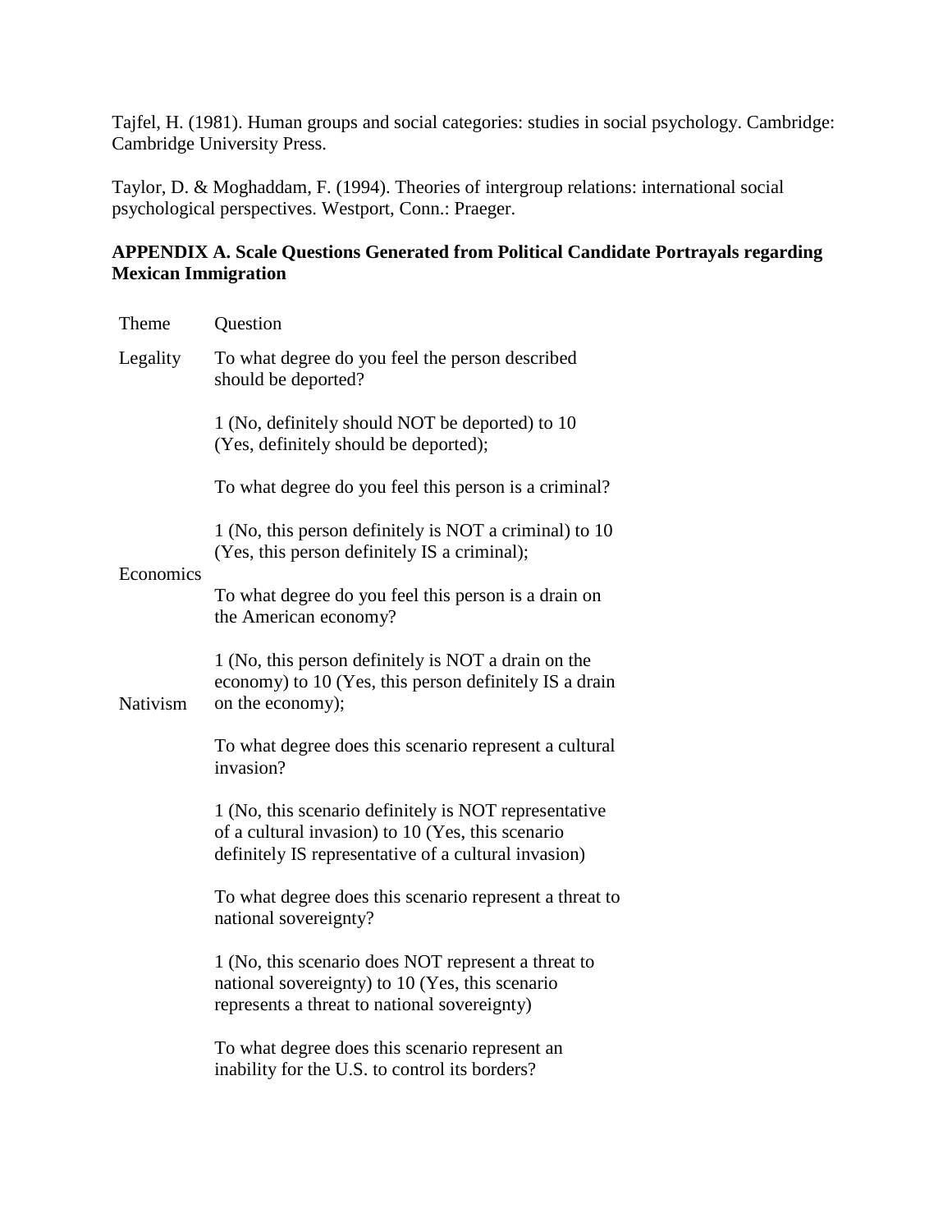Tajfel, H. (1981). Human groups and social categories: studies in social psychology. Cambridge: Cambridge University Press.

Taylor, D. & Moghaddam, F. (1994). Theories of intergroup relations: international social psychological perspectives. Westport, Conn.: Praeger.

**APPENDIX A. Scale Questions Generated from Political Candidate Portrayals regarding Mexican Immigration**

| Theme | Question |
|---|---|
| Legality | To what degree do you feel the person described should be deported? |
| | 1 (No, definitely should NOT be deported) to 10 (Yes, definitely should be deported); |
| | To what degree do you feel this person is a criminal? |
| | 1 (No, this person definitely is NOT a criminal) to 10 (Yes, this person definitely IS a criminal); |
| Economics | To what degree do you feel this person is a drain on the American economy? |
| | 1 (No, this person definitely is NOT a drain on the economy) to 10 (Yes, this person definitely IS a drain on the economy); |
| Nativism | To what degree does this scenario represent a cultural invasion? |
| | 1 (No, this scenario definitely is NOT representative of a cultural invasion) to 10 (Yes, this scenario definitely IS representative of a cultural invasion) |
| | To what degree does this scenario represent a threat to national sovereignty? |
| | 1 (No, this scenario does NOT represent a threat to national sovereignty) to 10 (Yes, this scenario represents a threat to national sovereignty) |
| | To what degree does this scenario represent an inability for the U.S. to control its borders? |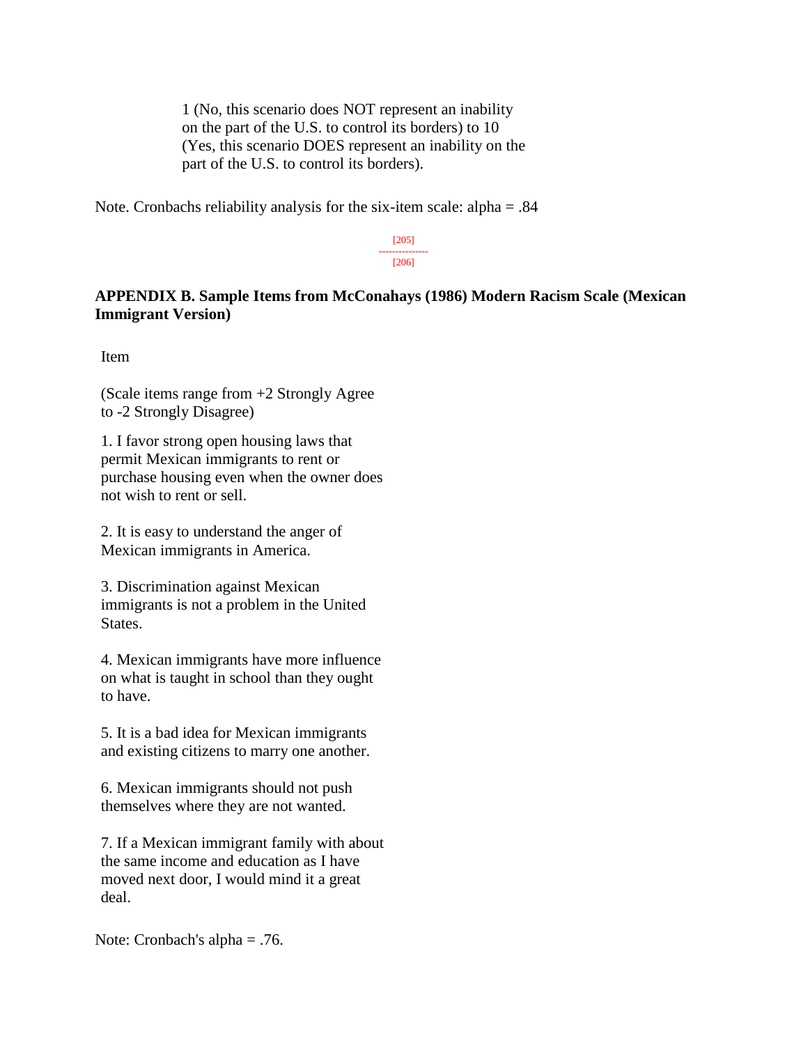1 (No, this scenario does NOT represent an inability on the part of the U.S. to control its borders) to 10 (Yes, this scenario DOES represent an inability on the part of the U.S. to control its borders).

Note. Cronbachs reliability analysis for the six-item scale: alpha = .84

**APPENDIX B. Sample Items from McConahays (1986) Modern Racism Scale (Mexican Immigrant Version)**

Item

(Scale items range from +2 Strongly Agree to -2 Strongly Disagree)

1. I favor strong open housing laws that permit Mexican immigrants to rent or purchase housing even when the owner does not wish to rent or sell.

2. It is easy to understand the anger of Mexican immigrants in America.

3. Discrimination against Mexican immigrants is not a problem in the United States.

4. Mexican immigrants have more influence on what is taught in school than they ought to have.

5. It is a bad idea for Mexican immigrants and existing citizens to marry one another.

6. Mexican immigrants should not push themselves where they are not wanted.

7. If a Mexican immigrant family with about the same income and education as I have moved next door, I would mind it a great deal.

Note: Cronbach's alpha = .76.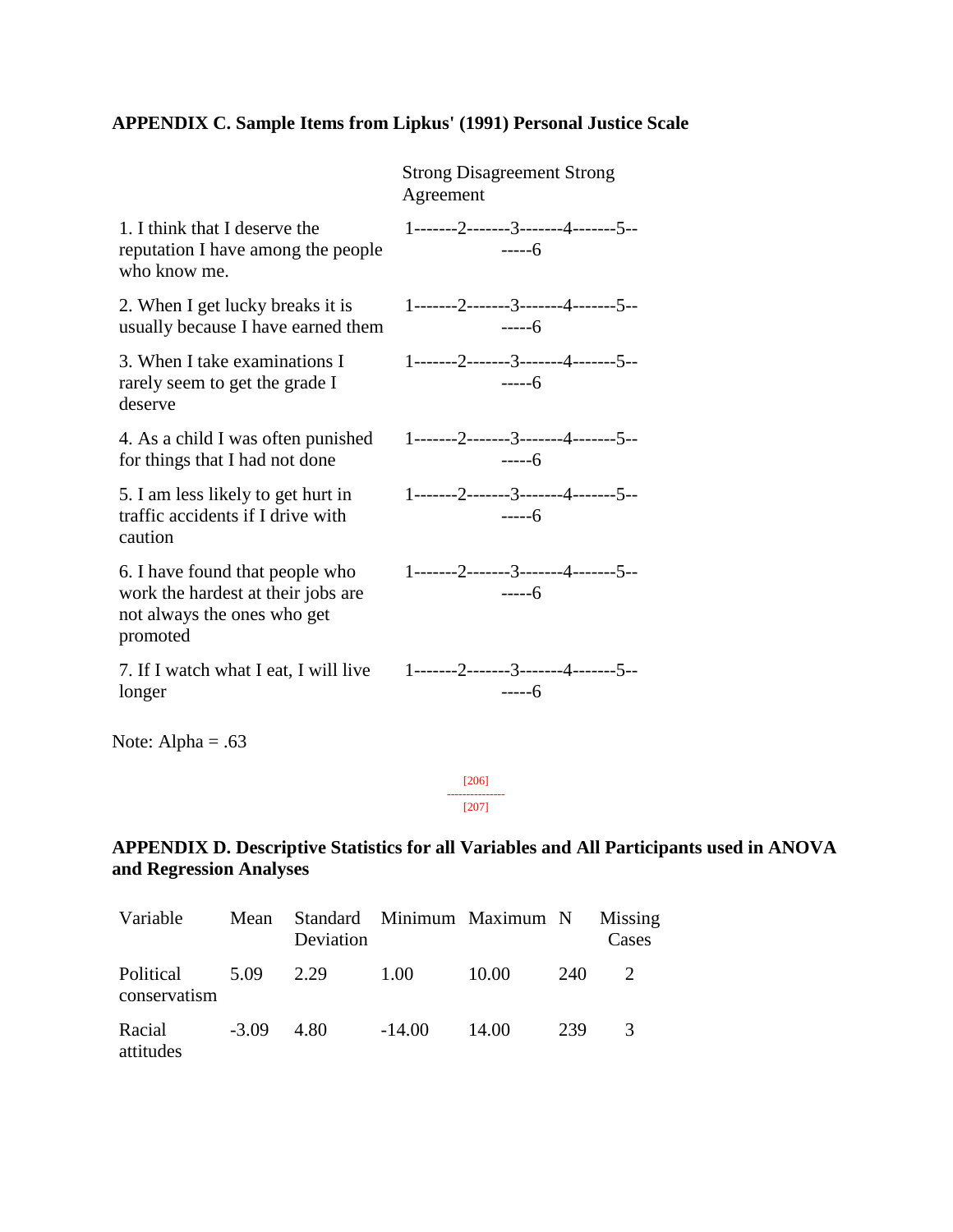**APPENDIX C. Sample Items from Lipkus' (1991) Personal Justice Scale**

| | Strong Disagreement Strong Agreement |
|---|---|
| 1. I think that I deserve the reputation I have among the people who know me. | 1-------2-------3-------4-------5-------6 |
| 2. When I get lucky breaks it is usually because I have earned them | 1-------2-------3-------4-------5-------6 |
| 3. When I take examinations I rarely seem to get the grade I deserve | 1-------2-------3-------4-------5-------6 |
| 4. As a child I was often punished for things that I had not done | 1-------2-------3-------4-------5-------6 |
| 5. I am less likely to get hurt in traffic accidents if I drive with caution | 1-------2-------3-------4-------5-------6 |
| 6. I have found that people who work the hardest at their jobs are not always the ones who get promoted | 1-------2-------3-------4-------5-------6 |
| 7. If I watch what I eat, I will live longer | 1-------2-------3-------4-------5-------6 |

Note: Alpha = .63

**APPENDIX D. Descriptive Statistics for all Variables and All Participants used in ANOVA and Regression Analyses**

| Variable | Mean | Standard Deviation | Minimum | Maximum | N | Missing Cases |
|---|---|---|---|---|---|---|
| Political conservatism | 5.09 | 2.29 | 1.00 | 10.00 | 240 | 2 |
| Racial attitudes | -3.09 | 4.80 | -14.00 | 14.00 | 239 | 3 |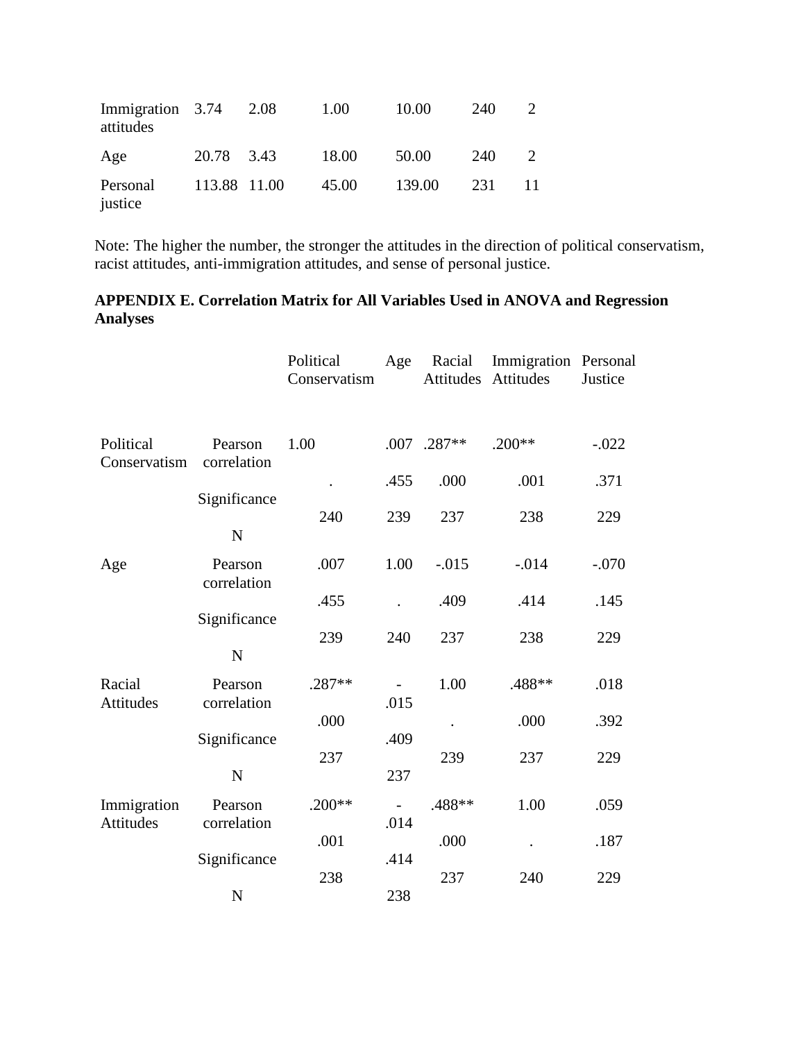| | | | | | | |
|---|---|---|---|---|---|---|
| Immigration attitudes | 3.74 | 2.08 | 1.00 | 10.00 | 240 | 2 |
| Age | 20.78 | 3.43 | 18.00 | 50.00 | 240 | 2 |
| Personal justice | 113.88 | 11.00 | 45.00 | 139.00 | 231 | 11 |

Note: The higher the number, the stronger the attitudes in the direction of political conservatism, racist attitudes, anti-immigration attitudes, and sense of personal justice.

**APPENDIX E. Correlation Matrix for All Variables Used in ANOVA and Regression Analyses**

| | | Political Conservatism | Age | Racial Attitudes | Immigration Attitudes | Personal Justice |
|---|---|---|---|---|---|---|
| Political Conservatism | Pearson correlation | 1.00 | .007 | .287** | .200** | -.022 |
| | Significance | . | .455 | .000 | .001 | .371 |
| | N | 240 | 239 | 237 | 238 | 229 |
| Age | Pearson correlation | .007 | 1.00 | -.015 | -.014 | -.070 |
| | Significance | .455 | . | .409 | .414 | .145 |
| | N | 239 | 240 | 237 | 238 | 229 |
| Racial Attitudes | Pearson correlation | .287** | -.015 | 1.00 | .488** | .018 |
| | Significance | .000 | .409 | . | .000 | .392 |
| | N | 237 | 237 | 239 | 237 | 229 |
| Immigration Attitudes | Pearson correlation | .200** | -.014 | .488** | 1.00 | .059 |
| | Significance | .001 | .414 | .000 | . | .187 |
| | N | 238 | 238 | 237 | 240 | 229 |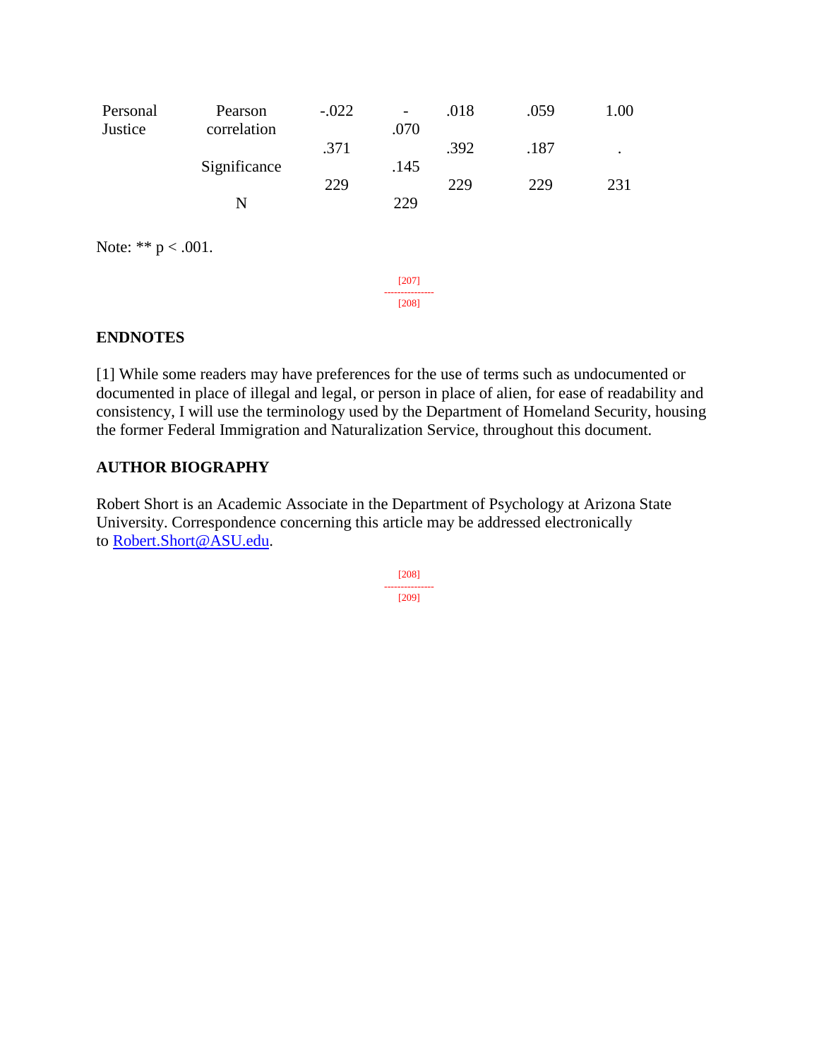| | | | | | | |
|---|---|---|---|---|---|---|
| Personal Justice | Pearson correlation | -.022 | -.070 | .018 | .059 | 1.00 |
| | Significance | .371 | .145 | .392 | .187 | . |
| | N | 229 | 229 | 229 | 229 | 231 |

Note: ** p < .001.

## ENDNOTES

[1] While some readers may have preferences for the use of terms such as undocumented or documented in place of illegal and legal, or person in place of alien, for ease of readability and consistency, I will use the terminology used by the Department of Homeland Security, housing the former Federal Immigration and Naturalization Service, throughout this document.

## AUTHOR BIOGRAPHY

Robert Short is an Academic Associate in the Department of Psychology at Arizona State University. Correspondence concerning this article may be addressed electronically to Robert.Short@ASU.edu.